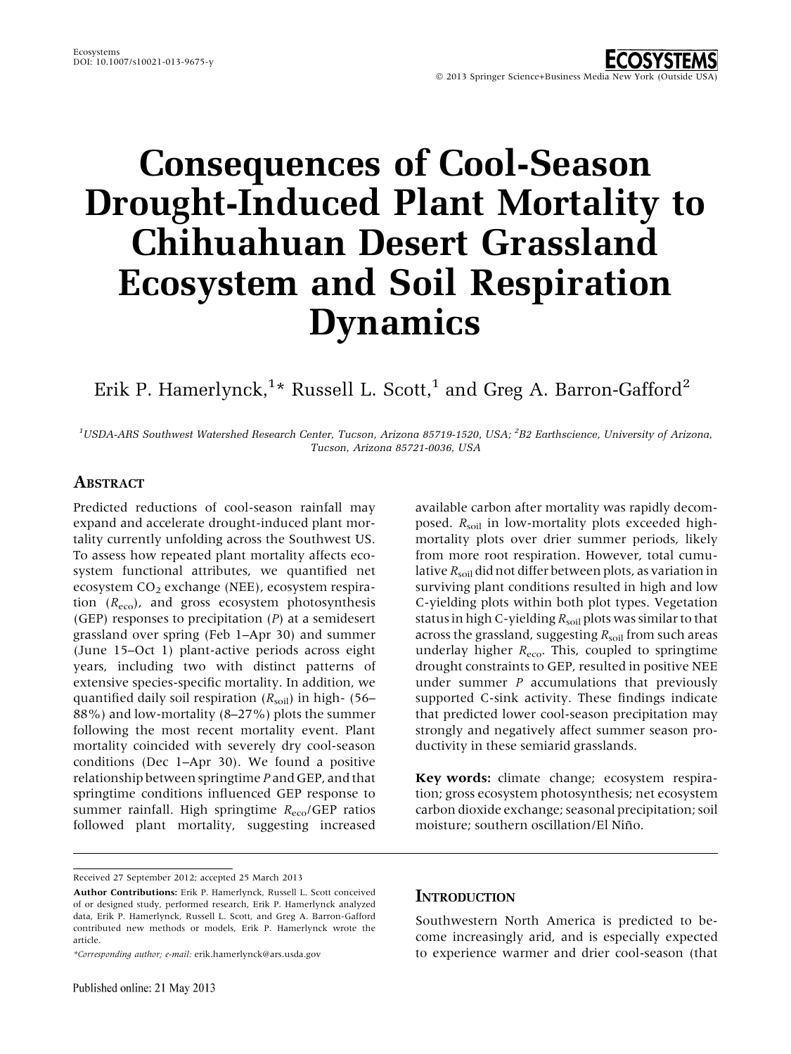# Consequences of Cool-Season Drought-Induced Plant Mortality to Chihuahuan Desert Grassland Ecosystem and Soil Respiration Dynamics

Erik P. Hamerlynck,[1]* Russell L. Scott,[1] and Greg A. Barron-Gafford[2]

[1]USDA-ARS Southwest Watershed Research Center, Tucson, Arizona 85719-1520, USA; [2]B2 Earthscience, University of Arizona, Tucson, Arizona 85721-0036, USA

## Abstract

Predicted reductions of cool-season rainfall may expand and accelerate drought-induced plant mortality currently unfolding across the Southwest US. To assess how repeated plant mortality affects ecosystem functional attributes, we quantified net ecosystem $CO_2$ exchange (NEE), ecosystem respiration ($R_{eco}$), and gross ecosystem photosynthesis (GEP) responses to precipitation ($P$) at a semidesert grassland over spring (Feb 1–Apr 30) and summer (June 15–Oct 1) plant-active periods across eight years, including two with distinct patterns of extensive species-specific mortality. In addition, we quantified daily soil respiration ($R_{soil}$) in high- (56–88%) and low-mortality (8–27%) plots the summer following the most recent mortality event. Plant mortality coincided with severely dry cool-season conditions (Dec 1–Apr 30). We found a positive relationship between springtime $P$ and GEP, and that springtime conditions influenced GEP response to summer rainfall. High springtime $R_{eco}$/GEP ratios followed plant mortality, suggesting increased available carbon after mortality was rapidly decomposed. $R_{soil}$ in low-mortality plots exceeded high-mortality plots over drier summer periods, likely from more root respiration. However, total cumulative $R_{soil}$ did not differ between plots, as variation in surviving plant conditions resulted in high and low C-yielding plots within both plot types. Vegetation status in high C-yielding $R_{soil}$ plots was similar to that across the grassland, suggesting $R_{soil}$ from such areas underlay higher $R_{eco}$. This, coupled to springtime drought constraints to GEP, resulted in positive NEE under summer $P$ accumulations that previously supported C-sink activity. These findings indicate that predicted lower cool-season precipitation may strongly and negatively affect summer season productivity in these semiarid grasslands.

**Key words:** climate change; ecosystem respiration; gross ecosystem photosynthesis; net ecosystem carbon dioxide exchange; seasonal precipitation; soil moisture; southern oscillation/El Niño.

Received 27 September 2012; accepted 25 March 2013

**Author Contributions:** Erik P. Hamerlynck, Russell L. Scott conceived of or designed study, performed research, Erik P. Hamerlynck analyzed data, Erik P. Hamerlynck, Russell L. Scott, and Greg A. Barron-Gafford contributed new methods or models, Erik P. Hamerlynck wrote the article.

*Corresponding author; e-mail: erik.hamerlynck@ars.usda.gov

## Introduction

Southwestern North America is predicted to become increasingly arid, and is especially expected to experience warmer and drier cool-season (that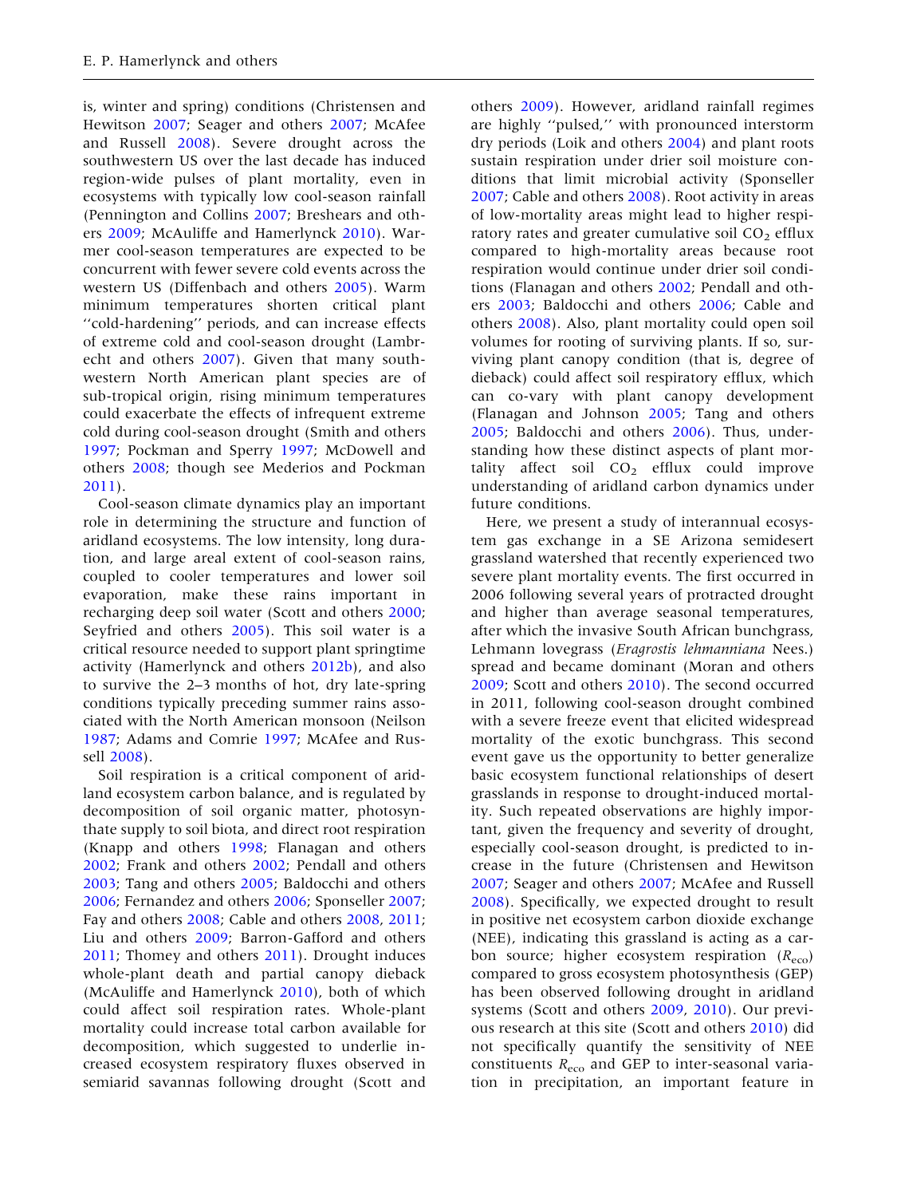is, winter and spring) conditions (Christensen and Hewitson 2007; Seager and others 2007; McAfee and Russell 2008). Severe drought across the southwestern US over the last decade has induced region-wide pulses of plant mortality, even in ecosystems with typically low cool-season rainfall (Pennington and Collins 2007; Breshears and others 2009; McAuliffe and Hamerlynck 2010). Warmer cool-season temperatures are expected to be concurrent with fewer severe cold events across the western US (Diffenbach and others 2005). Warm minimum temperatures shorten critical plant ''cold-hardening'' periods, and can increase effects of extreme cold and cool-season drought (Lambrecht and others 2007). Given that many southwestern North American plant species are of sub-tropical origin, rising minimum temperatures could exacerbate the effects of infrequent extreme cold during cool-season drought (Smith and others 1997; Pockman and Sperry 1997; McDowell and others 2008; though see Mederios and Pockman 2011).

Cool-season climate dynamics play an important role in determining the structure and function of aridland ecosystems. The low intensity, long duration, and large areal extent of cool-season rains, coupled to cooler temperatures and lower soil evaporation, make these rains important in recharging deep soil water (Scott and others 2000; Seyfried and others 2005). This soil water is a critical resource needed to support plant springtime activity (Hamerlynck and others 2012b), and also to survive the 2–3 months of hot, dry late-spring conditions typically preceding summer rains associated with the North American monsoon (Neilson 1987; Adams and Comrie 1997; McAfee and Russell 2008).

Soil respiration is a critical component of aridland ecosystem carbon balance, and is regulated by decomposition of soil organic matter, photosynthate supply to soil biota, and direct root respiration (Knapp and others 1998; Flanagan and others 2002; Frank and others 2002; Pendall and others 2003; Tang and others 2005; Baldocchi and others 2006; Fernandez and others 2006; Sponseller 2007; Fay and others 2008; Cable and others 2008, 2011; Liu and others 2009; Barron-Gafford and others 2011; Thomey and others 2011). Drought induces whole-plant death and partial canopy dieback (McAuliffe and Hamerlynck 2010), both of which could affect soil respiration rates. Whole-plant mortality could increase total carbon available for decomposition, which suggested to underlie increased ecosystem respiratory fluxes observed in semiarid savannas following drought (Scott and others 2009). However, aridland rainfall regimes are highly ''pulsed,'' with pronounced interstorm dry periods (Loik and others 2004) and plant roots sustain respiration under drier soil moisture conditions that limit microbial activity (Sponseller 2007; Cable and others 2008). Root activity in areas of low-mortality areas might lead to higher respiratory rates and greater cumulative soil $CO_2$ efflux compared to high-mortality areas because root respiration would continue under drier soil conditions (Flanagan and others 2002; Pendall and others 2003; Baldocchi and others 2006; Cable and others 2008). Also, plant mortality could open soil volumes for rooting of surviving plants. If so, surviving plant canopy condition (that is, degree of dieback) could affect soil respiratory efflux, which can co-vary with plant canopy development (Flanagan and Johnson 2005; Tang and others 2005; Baldocchi and others 2006). Thus, understanding how these distinct aspects of plant mortality affect soil $CO_2$ efflux could improve understanding of aridland carbon dynamics under future conditions.

Here, we present a study of interannual ecosystem gas exchange in a SE Arizona semidesert grassland watershed that recently experienced two severe plant mortality events. The first occurred in 2006 following several years of protracted drought and higher than average seasonal temperatures, after which the invasive South African bunchgrass, Lehmann lovegrass (*Eragrostis lehmanniana* Nees.) spread and became dominant (Moran and others 2009; Scott and others 2010). The second occurred in 2011, following cool-season drought combined with a severe freeze event that elicited widespread mortality of the exotic bunchgrass. This second event gave us the opportunity to better generalize basic ecosystem functional relationships of desert grasslands in response to drought-induced mortality. Such repeated observations are highly important, given the frequency and severity of drought, especially cool-season drought, is predicted to increase in the future (Christensen and Hewitson 2007; Seager and others 2007; McAfee and Russell 2008). Specifically, we expected drought to result in positive net ecosystem carbon dioxide exchange (NEE), indicating this grassland is acting as a carbon source; higher ecosystem respiration ($R_{eco}$) compared to gross ecosystem photosynthesis (GEP) has been observed following drought in aridland systems (Scott and others 2009, 2010). Our previous research at this site (Scott and others 2010) did not specifically quantify the sensitivity of NEE constituents $R_{eco}$ and GEP to inter-seasonal variation in precipitation, an important feature in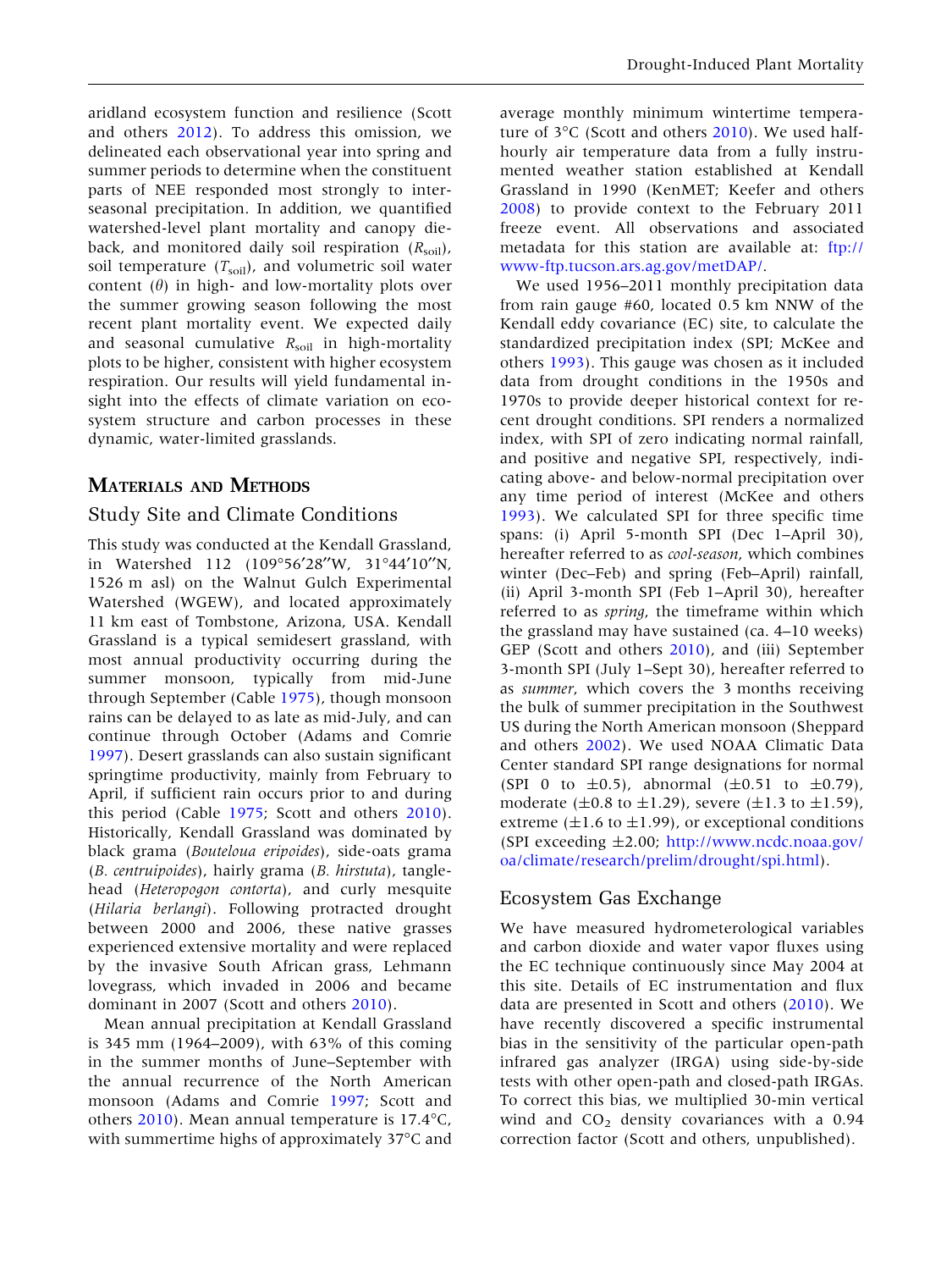aridland ecosystem function and resilience (Scott and others 2012). To address this omission, we delineated each observational year into spring and summer periods to determine when the constituent parts of NEE responded most strongly to inter-seasonal precipitation. In addition, we quantified watershed-level plant mortality and canopy dieback, and monitored daily soil respiration ($R_{soil}$), soil temperature ($T_{soil}$), and volumetric soil water content ($\theta$) in high- and low-mortality plots over the summer growing season following the most recent plant mortality event. We expected daily and seasonal cumulative $R_{soil}$ in high-mortality plots to be higher, consistent with higher ecosystem respiration. Our results will yield fundamental insight into the effects of climate variation on ecosystem structure and carbon processes in these dynamic, water-limited grasslands.

## Materials and Methods

### Study Site and Climate Conditions

This study was conducted at the Kendall Grassland, in Watershed 112 (109°56′28″W, 31°44′10″N, 1526 m asl) on the Walnut Gulch Experimental Watershed (WGEW), and located approximately 11 km east of Tombstone, Arizona, USA. Kendall Grassland is a typical semidesert grassland, with most annual productivity occurring during the summer monsoon, typically from mid-June through September (Cable 1975), though monsoon rains can be delayed to as late as mid-July, and can continue through October (Adams and Comrie 1997). Desert grasslands can also sustain significant springtime productivity, mainly from February to April, if sufficient rain occurs prior to and during this period (Cable 1975; Scott and others 2010). Historically, Kendall Grassland was dominated by black grama (*Bouteloua eripoides*), side-oats grama (*B. centruipoides*), hairly grama (*B. hirstuta*), tanglehead (*Heteropogon contorta*), and curly mesquite (*Hilaria berlangi*). Following protracted drought between 2000 and 2006, these native grasses experienced extensive mortality and were replaced by the invasive South African grass, Lehmann lovegrass, which invaded in 2006 and became dominant in 2007 (Scott and others 2010).

Mean annual precipitation at Kendall Grassland is 345 mm (1964–2009), with 63% of this coming in the summer months of June–September with the annual recurrence of the North American monsoon (Adams and Comrie 1997; Scott and others 2010). Mean annual temperature is 17.4°C, with summertime highs of approximately 37°C and average monthly minimum wintertime temperature of 3°C (Scott and others 2010). We used half-hourly air temperature data from a fully instrumented weather station established at Kendall Grassland in 1990 (KenMET; Keefer and others 2008) to provide context to the February 2011 freeze event. All observations and associated metadata for this station are available at: ftp://www-ftp.tucson.ars.ag.gov/metDAP/.

We used 1956–2011 monthly precipitation data from rain gauge #60, located 0.5 km NNW of the Kendall eddy covariance (EC) site, to calculate the standardized precipitation index (SPI; McKee and others 1993). This gauge was chosen as it included data from drought conditions in the 1950s and 1970s to provide deeper historical context for recent drought conditions. SPI renders a normalized index, with SPI of zero indicating normal rainfall, and positive and negative SPI, respectively, indicating above- and below-normal precipitation over any time period of interest (McKee and others 1993). We calculated SPI for three specific time spans: (i) April 5-month SPI (Dec 1–April 30), hereafter referred to as *cool-season*, which combines winter (Dec–Feb) and spring (Feb–April) rainfall, (ii) April 3-month SPI (Feb 1–April 30), hereafter referred to as *spring*, the timeframe within which the grassland may have sustained (ca. 4–10 weeks) GEP (Scott and others 2010), and (iii) September 3-month SPI (July 1–Sept 30), hereafter referred to as *summer*, which covers the 3 months receiving the bulk of summer precipitation in the Southwest US during the North American monsoon (Sheppard and others 2002). We used NOAA Climatic Data Center standard SPI range designations for normal (SPI 0 to ±0.5), abnormal (±0.51 to ±0.79), moderate (±0.8 to ±1.29), severe (±1.3 to ±1.59), extreme (±1.6 to ±1.99), or exceptional conditions (SPI exceeding ±2.00; http://www.ncdc.noaa.gov/oa/climate/research/prelim/drought/spi.html).

### Ecosystem Gas Exchange

We have measured hydrometerological variables and carbon dioxide and water vapor fluxes using the EC technique continuously since May 2004 at this site. Details of EC instrumentation and flux data are presented in Scott and others (2010). We have recently discovered a specific instrumental bias in the sensitivity of the particular open-path infrared gas analyzer (IRGA) using side-by-side tests with other open-path and closed-path IRGAs. To correct this bias, we multiplied 30-min vertical wind and $CO_2$ density covariances with a 0.94 correction factor (Scott and others, unpublished).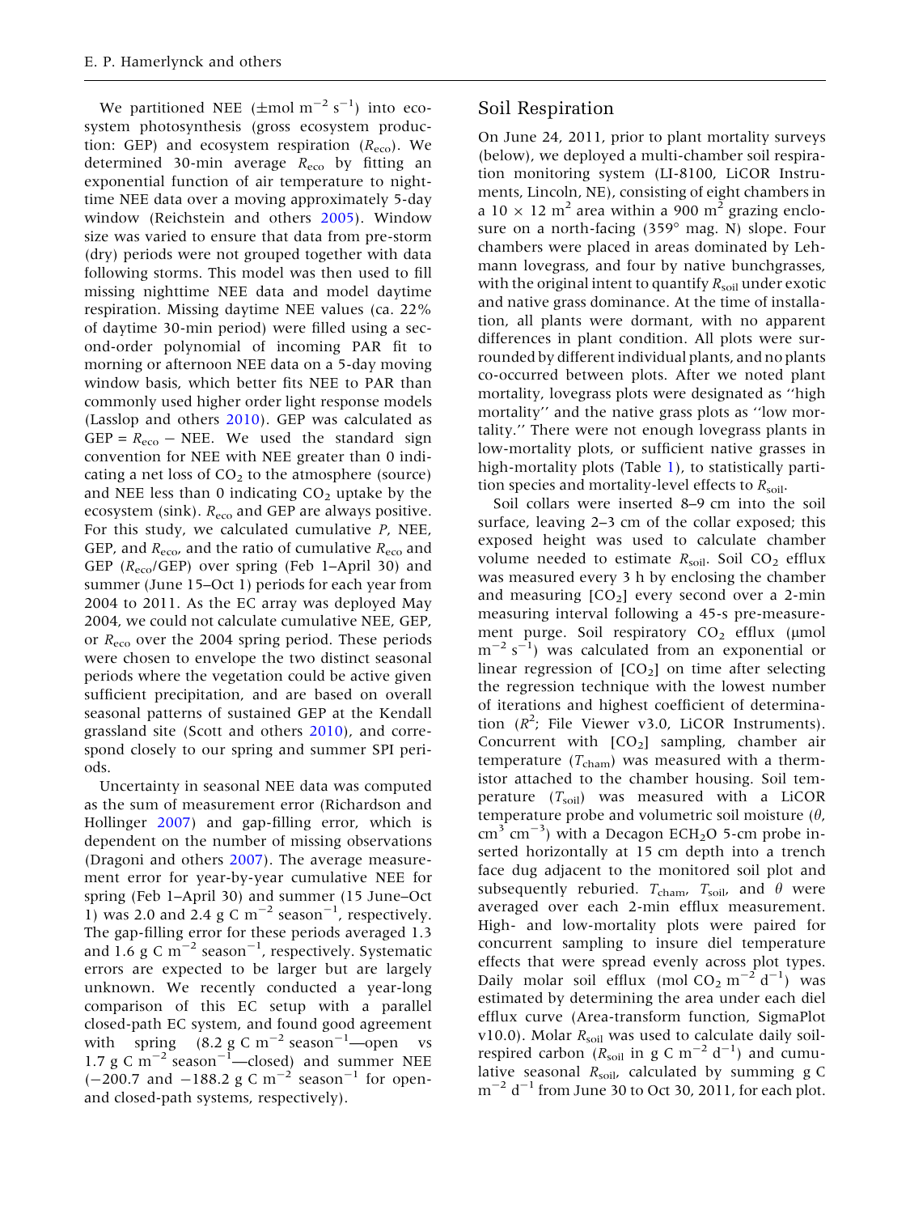We partitioned NEE ($\pm$mol m$^{-2}$ s$^{-1}$) into ecosystem photosynthesis (gross ecosystem production: GEP) and ecosystem respiration ($R_{eco}$). We determined 30-min average $R_{eco}$ by fitting an exponential function of air temperature to nighttime NEE data over a moving approximately 5-day window (Reichstein and others 2005). Window size was varied to ensure that data from pre-storm (dry) periods were not grouped together with data following storms. This model was then used to fill missing nighttime NEE data and model daytime respiration. Missing daytime NEE values (ca. 22% of daytime 30-min period) were filled using a second-order polynomial of incoming PAR fit to morning or afternoon NEE data on a 5-day moving window basis, which better fits NEE to PAR than commonly used higher order light response models (Lasslop and others 2010). GEP was calculated as GEP = $R_{eco}$ − NEE. We used the standard sign convention for NEE with NEE greater than 0 indicating a net loss of $CO_2$ to the atmosphere (source) and NEE less than 0 indicating $CO_2$ uptake by the ecosystem (sink). $R_{eco}$ and GEP are always positive. For this study, we calculated cumulative *P*, NEE, GEP, and $R_{eco}$, and the ratio of cumulative $R_{eco}$ and GEP ($R_{eco}$/GEP) over spring (Feb 1–April 30) and summer (June 15–Oct 1) periods for each year from 2004 to 2011. As the EC array was deployed May 2004, we could not calculate cumulative NEE, GEP, or $R_{eco}$ over the 2004 spring period. These periods were chosen to envelope the two distinct seasonal periods where the vegetation could be active given sufficient precipitation, and are based on overall seasonal patterns of sustained GEP at the Kendall grassland site (Scott and others 2010), and correspond closely to our spring and summer SPI periods.

Uncertainty in seasonal NEE data was computed as the sum of measurement error (Richardson and Hollinger 2007) and gap-filling error, which is dependent on the number of missing observations (Dragoni and others 2007). The average measurement error for year-by-year cumulative NEE for spring (Feb 1–April 30) and summer (15 June–Oct 1) was 2.0 and 2.4 g C m$^{-2}$ season$^{-1}$, respectively. The gap-filling error for these periods averaged 1.3 and 1.6 g C m$^{-2}$ season$^{-1}$, respectively. Systematic errors are expected to be larger but are largely unknown. We recently conducted a year-long comparison of this EC setup with a parallel closed-path EC system, and found good agreement with spring (8.2 g C m$^{-2}$ season$^{-1}$—open vs 1.7 g C m$^{-2}$ season$^{-1}$—closed) and summer NEE (−200.7 and −188.2 g C m$^{-2}$ season$^{-1}$ for open- and closed-path systems, respectively).

## Soil Respiration

On June 24, 2011, prior to plant mortality surveys (below), we deployed a multi-chamber soil respiration monitoring system (LI-8100, LiCOR Instruments, Lincoln, NE), consisting of eight chambers in a 10 × 12 m$^2$ area within a 900 m$^2$ grazing enclosure on a north-facing (359° mag. N) slope. Four chambers were placed in areas dominated by Lehmann lovegrass, and four by native bunchgrasses, with the original intent to quantify $R_{soil}$ under exotic and native grass dominance. At the time of installation, all plants were dormant, with no apparent differences in plant condition. All plots were surrounded by different individual plants, and no plants co-occurred between plots. After we noted plant mortality, lovegrass plots were designated as "high mortality" and the native grass plots as "low mortality." There were not enough lovegrass plants in low-mortality plots, or sufficient native grasses in high-mortality plots (Table 1), to statistically partition species and mortality-level effects to $R_{soil}$.

Soil collars were inserted 8–9 cm into the soil surface, leaving 2–3 cm of the collar exposed; this exposed height was used to calculate chamber volume needed to estimate $R_{soil}$. Soil $CO_2$ efflux was measured every 3 h by enclosing the chamber and measuring [$CO_2$] every second over a 2-min measuring interval following a 45-s pre-measurement purge. Soil respiratory $CO_2$ efflux (µmol m$^{-2}$ s$^{-1}$) was calculated from an exponential or linear regression of [$CO_2$] on time after selecting the regression technique with the lowest number of iterations and highest coefficient of determination ($R^2$; File Viewer v3.0, LiCOR Instruments). Concurrent with [$CO_2$] sampling, chamber air temperature ($T_{cham}$) was measured with a thermistor attached to the chamber housing. Soil temperature ($T_{soil}$) was measured with a LiCOR temperature probe and volumetric soil moisture ($\theta$, cm$^3$ cm$^{-3}$) with a Decagon ECH$_2$O 5-cm probe inserted horizontally at 15 cm depth into a trench face dug adjacent to the monitored soil plot and subsequently reburied. $T_{cham}$, $T_{soil}$, and $\theta$ were averaged over each 2-min efflux measurement. High- and low-mortality plots were paired for concurrent sampling to insure diel temperature effects that were spread evenly across plot types. Daily molar soil efflux (mol $CO_2$ m$^{-2}$ d$^{-1}$) was estimated by determining the area under each diel efflux curve (Area-transform function, SigmaPlot v10.0). Molar $R_{soil}$ was used to calculate daily soil-respired carbon ($R_{soil}$ in g C m$^{-2}$ d$^{-1}$) and cumulative seasonal $R_{soil}$, calculated by summing g C m$^{-2}$ d$^{-1}$ from June 30 to Oct 30, 2011, for each plot.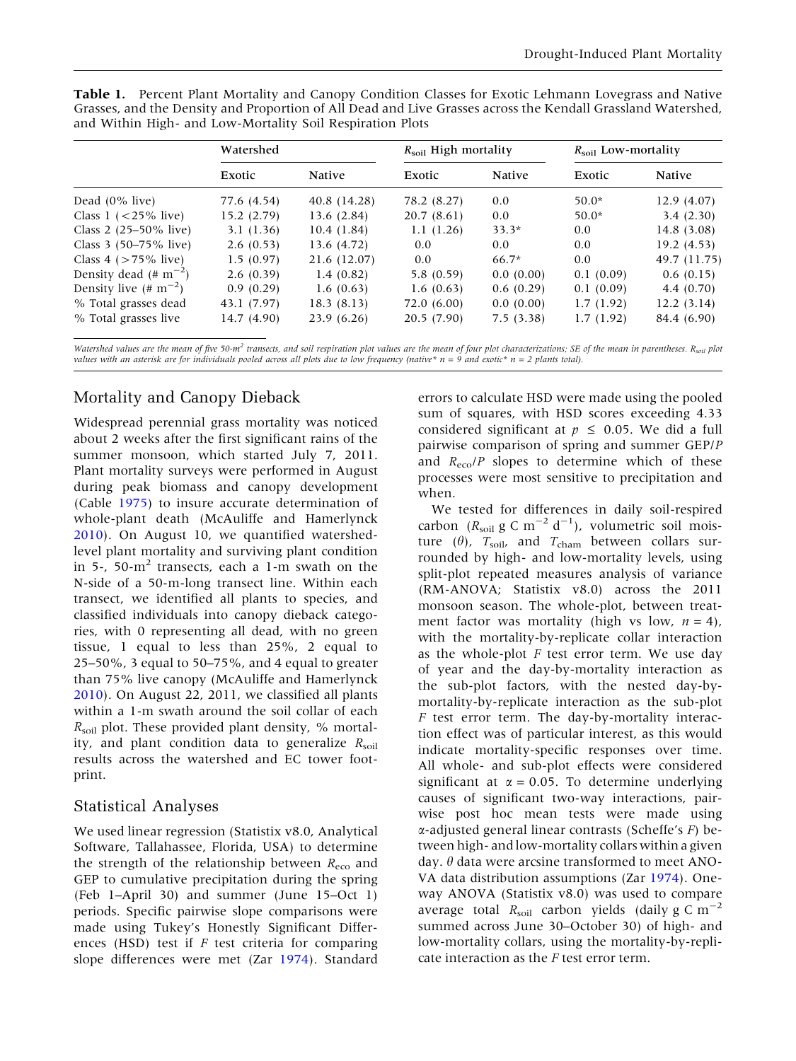**Table 1.** Percent Plant Mortality and Canopy Condition Classes for Exotic Lehmann Lovegrass and Native Grasses, and the Density and Proportion of All Dead and Live Grasses across the Kendall Grassland Watershed, and Within High- and Low-Mortality Soil Respiration Plots

| | Watershed | | $R_{soil}$ High mortality | | $R_{soil}$ Low-mortality | |
|---|---|---|---|---|---|---|
| | Exotic | Native | Exotic | Native | Exotic | Native |
| Dead (0% live) | 77.6 (4.54) | 40.8 (14.28) | 78.2 (8.27) | 0.0 | 50.0* | 12.9 (4.07) |
| Class 1 (<25% live) | 15.2 (2.79) | 13.6 (2.84) | 20.7 (8.61) | 0.0 | 50.0* | 3.4 (2.30) |
| Class 2 (25–50% live) | 3.1 (1.36) | 10.4 (1.84) | 1.1 (1.26) | 33.3* | 0.0 | 14.8 (3.08) |
| Class 3 (50–75% live) | 2.6 (0.53) | 13.6 (4.72) | 0.0 | 0.0 | 0.0 | 19.2 (4.53) |
| Class 4 (>75% live) | 1.5 (0.97) | 21.6 (12.07) | 0.0 | 66.7* | 0.0 | 49.7 (11.75) |
| Density dead (# $m^{-2}$) | 2.6 (0.39) | 1.4 (0.82) | 5.8 (0.59) | 0.0 (0.00) | 0.1 (0.09) | 0.6 (0.15) |
| Density live (# $m^{-2}$) | 0.9 (0.29) | 1.6 (0.63) | 1.6 (0.63) | 0.6 (0.29) | 0.1 (0.09) | 4.4 (0.70) |
| % Total grasses dead | 43.1 (7.97) | 18.3 (8.13) | 72.0 (6.00) | 0.0 (0.00) | 1.7 (1.92) | 12.2 (3.14) |
| % Total grasses live | 14.7 (4.90) | 23.9 (6.26) | 20.5 (7.90) | 7.5 (3.38) | 1.7 (1.92) | 84.4 (6.90) |

*Watershed values are the mean of five 50-$m^2$ transects, and soil respiration plot values are the mean of four plot characterizations; SE of the mean in parentheses. $R_{soil}$ plot values with an asterisk are for individuals pooled across all plots due to low frequency (native* n = 9 and exotic* n = 2 plants total).*

## Mortality and Canopy Dieback

Widespread perennial grass mortality was noticed about 2 weeks after the first significant rains of the summer monsoon, which started July 7, 2011. Plant mortality surveys were performed in August during peak biomass and canopy development (Cable 1975) to insure accurate determination of whole-plant death (McAuliffe and Hamerlynck 2010). On August 10, we quantified watershed-level plant mortality and surviving plant condition in 5-, 50-$m^2$ transects, each a 1-m swath on the N-side of a 50-m-long transect line. Within each transect, we identified all plants to species, and classified individuals into canopy dieback categories, with 0 representing all dead, with no green tissue, 1 equal to less than 25%, 2 equal to 25–50%, 3 equal to 50–75%, and 4 equal to greater than 75% live canopy (McAuliffe and Hamerlynck 2010). On August 22, 2011, we classified all plants within a 1-m swath around the soil collar of each $R_{soil}$ plot. These provided plant density, % mortality, and plant condition data to generalize $R_{soil}$ results across the watershed and EC tower footprint.

## Statistical Analyses

We used linear regression (Statistix v8.0, Analytical Software, Tallahassee, Florida, USA) to determine the strength of the relationship between $R_{eco}$ and GEP to cumulative precipitation during the spring (Feb 1–April 30) and summer (June 15–Oct 1) periods. Specific pairwise slope comparisons were made using Tukey's Honestly Significant Differences (HSD) test if $F$ test criteria for comparing slope differences were met (Zar 1974). Standard errors to calculate HSD were made using the pooled sum of squares, with HSD scores exceeding 4.33 considered significant at $p \leq 0.05$. We did a full pairwise comparison of spring and summer GEP/$P$ and $R_{eco}$/$P$ slopes to determine which of these processes were most sensitive to precipitation and when.

We tested for differences in daily soil-respired carbon ($R_{soil}$ g C $m^{-2}$ $d^{-1}$), volumetric soil moisture ($\theta$), $T_{soil}$, and $T_{cham}$ between collars surrounded by high- and low-mortality levels, using split-plot repeated measures analysis of variance (RM-ANOVA; Statistix v8.0) across the 2011 monsoon season. The whole-plot, between treatment factor was mortality (high vs low, $n = 4$), with the mortality-by-replicate collar interaction as the whole-plot $F$ test error term. We use day of year and the day-by-mortality interaction as the sub-plot factors, with the nested day-by-mortality-by-replicate interaction as the sub-plot $F$ test error term. The day-by-mortality interaction effect was of particular interest, as this would indicate mortality-specific responses over time. All whole- and sub-plot effects were considered significant at $\alpha = 0.05$. To determine underlying causes of significant two-way interactions, pairwise post hoc mean tests were made using $\alpha$-adjusted general linear contrasts (Scheffe's $F$) between high- and low-mortality collars within a given day. $\theta$ data were arcsine transformed to meet ANOVA data distribution assumptions (Zar 1974). One-way ANOVA (Statistix v8.0) was used to compare average total $R_{soil}$ carbon yields (daily g C $m^{-2}$ summed across June 30–October 30) of high- and low-mortality collars, using the mortality-by-replicate interaction as the $F$ test error term.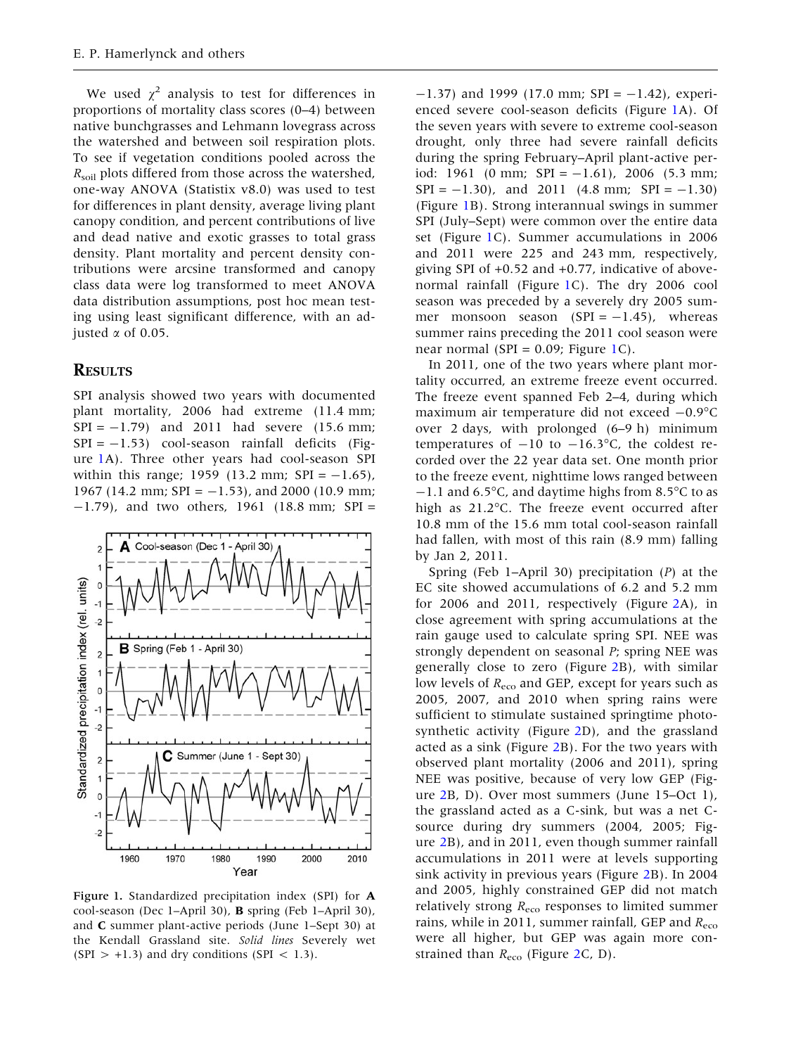We used $\chi^2$ analysis to test for differences in proportions of mortality class scores (0–4) between native bunchgrasses and Lehmann lovegrass across the watershed and between soil respiration plots. To see if vegetation conditions pooled across the $R_{\text{soil}}$ plots differed from those across the watershed, one-way ANOVA (Statistix v8.0) was used to test for differences in plant density, average living plant canopy condition, and percent contributions of live and dead native and exotic grasses to total grass density. Plant mortality and percent density contributions were arcsine transformed and canopy class data were log transformed to meet ANOVA data distribution assumptions, post hoc mean testing using least significant difference, with an adjusted $\alpha$ of 0.05.

## Results

SPI analysis showed two years with documented plant mortality, 2006 had extreme (11.4 mm; SPI = −1.79) and 2011 had severe (15.6 mm; SPI = −1.53) cool-season rainfall deficits (Figure 1A). Three other years had cool-season SPI within this range; 1959 (13.2 mm; SPI = −1.65), 1967 (14.2 mm; SPI = −1.53), and 2000 (10.9 mm; −1.79), and two others, 1961 (18.8 mm; SPI = −1.37) and 1999 (17.0 mm; SPI = −1.42), experienced severe cool-season deficits (Figure 1A). Of the seven years with severe to extreme cool-season drought, only three had severe rainfall deficits during the spring February–April plant-active period: 1961 (0 mm; SPI = −1.61), 2006 (5.3 mm; SPI = −1.30), and 2011 (4.8 mm; SPI = −1.30) (Figure 1B). Strong interannual swings in summer SPI (July–Sept) were common over the entire data set (Figure 1C). Summer accumulations in 2006 and 2011 were 225 and 243 mm, respectively, giving SPI of +0.52 and +0.77, indicative of above-normal rainfall (Figure 1C). The dry 2006 cool season was preceded by a severely dry 2005 summer monsoon season (SPI = −1.45), whereas summer rains preceding the 2011 cool season were near normal (SPI = 0.09; Figure 1C).

**Figure 1.** Standardized precipitation index (SPI) for **A** cool-season (Dec 1–April 30), **B** spring (Feb 1–April 30), and **C** summer plant-active periods (June 1–Sept 30) at the Kendall Grassland site. *Solid lines* Severely wet (SPI > +1.3) and dry conditions (SPI < 1.3).

In 2011, one of the two years where plant mortality occurred, an extreme freeze event occurred. The freeze event spanned Feb 2–4, during which maximum air temperature did not exceed −0.9°C over 2 days, with prolonged (6–9 h) minimum temperatures of −10 to −16.3°C, the coldest recorded over the 22 year data set. One month prior to the freeze event, nighttime lows ranged between −1.1 and 6.5°C, and daytime highs from 8.5°C to as high as 21.2°C. The freeze event occurred after 10.8 mm of the 15.6 mm total cool-season rainfall had fallen, with most of this rain (8.9 mm) falling by Jan 2, 2011.

Spring (Feb 1–April 30) precipitation (*P*) at the EC site showed accumulations of 6.2 and 5.2 mm for 2006 and 2011, respectively (Figure 2A), in close agreement with spring accumulations at the rain gauge used to calculate spring SPI. NEE was strongly dependent on seasonal *P*; spring NEE was generally close to zero (Figure 2B), with similar low levels of $R_{\text{eco}}$ and GEP, except for years such as 2005, 2007, and 2010 when spring rains were sufficient to stimulate sustained springtime photosynthetic activity (Figure 2D), and the grassland acted as a sink (Figure 2B). For the two years with observed plant mortality (2006 and 2011), spring NEE was positive, because of very low GEP (Figure 2B, D). Over most summers (June 15–Oct 1), the grassland acted as a C-sink, but was a net C-source during dry summers (2004, 2005; Figure 2B), and in 2011, even though summer rainfall accumulations in 2011 were at levels supporting sink activity in previous years (Figure 2B). In 2004 and 2005, highly constrained GEP did not match relatively strong $R_{\text{eco}}$ responses to limited summer rains, while in 2011, summer rainfall, GEP and $R_{\text{eco}}$ were all higher, but GEP was again more constrained than $R_{\text{eco}}$ (Figure 2C, D).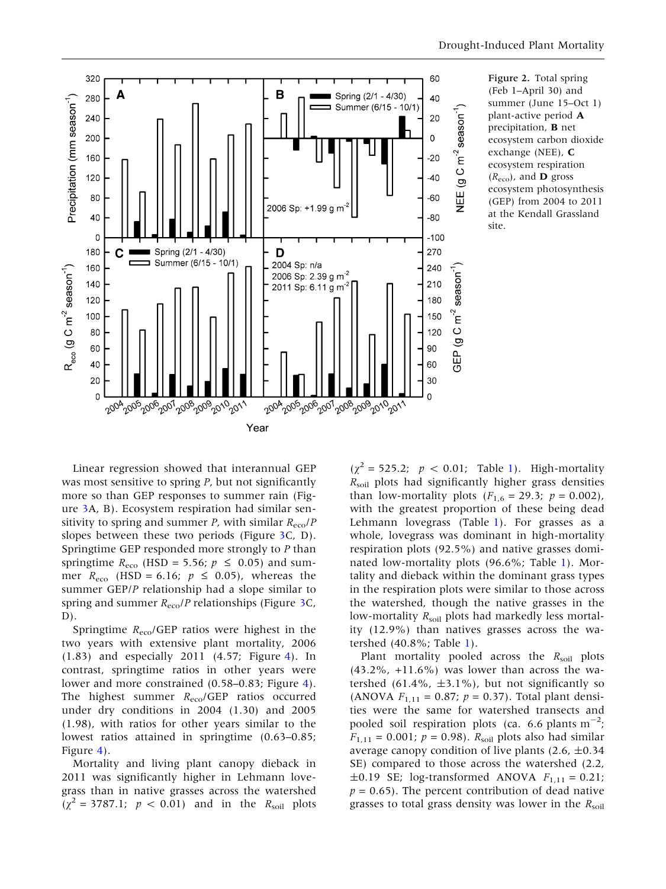Figure 2. Total spring (Feb 1–April 30) and summer (June 15–Oct 1) plant-active period **A** precipitation, **B** net ecosystem carbon dioxide exchange (NEE), **C** ecosystem respiration ($R_{eco}$), and **D** gross ecosystem photosynthesis (GEP) from 2004 to 2011 at the Kendall Grassland site.

Linear regression showed that interannual GEP was most sensitive to spring *P*, but not significantly more so than GEP responses to summer rain (Figure 3A, B). Ecosystem respiration had similar sensitivity to spring and summer *P*, with similar $R_{eco}/P$ slopes between these two periods (Figure 3C, D). Springtime GEP responded more strongly to *P* than springtime $R_{eco}$ (HSD = 5.56; $p \leq 0.05$) and summer $R_{eco}$ (HSD = 6.16; $p \leq 0.05$), whereas the summer GEP/*P* relationship had a slope similar to spring and summer $R_{eco}/P$ relationships (Figure 3C, D).

Springtime $R_{eco}$/GEP ratios were highest in the two years with extensive plant mortality, 2006 (1.83) and especially 2011 (4.57; Figure 4). In contrast, springtime ratios in other years were lower and more constrained (0.58–0.83; Figure 4). The highest summer $R_{eco}$/GEP ratios occurred under dry conditions in 2004 (1.30) and 2005 (1.98), with ratios for other years similar to the lowest ratios attained in springtime (0.63–0.85; Figure 4).

Mortality and living plant canopy dieback in 2011 was significantly higher in Lehmann lovegrass than in native grasses across the watershed ($\chi^2 = 3787.1$; $p < 0.01$) and in the $R_{soil}$ plots ($\chi^2 = 525.2$; $p < 0.01$; Table 1). High-mortality $R_{soil}$ plots had significantly higher grass densities than low-mortality plots ($F_{1,6} = 29.3$; $p = 0.002$), with the greatest proportion of these being dead Lehmann lovegrass (Table 1). For grasses as a whole, lovegrass was dominant in high-mortality respiration plots (92.5%) and native grasses dominated low-mortality plots (96.6%; Table 1). Mortality and dieback within the dominant grass types in the respiration plots were similar to those across the watershed, though the native grasses in the low-mortality $R_{soil}$ plots had markedly less mortality (12.9%) than natives grasses across the watershed (40.8%; Table 1).

Plant mortality pooled across the $R_{soil}$ plots (43.2%, +11.6%) was lower than across the watershed (61.4%, ±3.1%), but not significantly so (ANOVA $F_{1,11} = 0.87$; $p = 0.37$). Total plant densities were the same for watershed transects and pooled soil respiration plots (ca. 6.6 plants $m^{-2}$; $F_{1,11} = 0.001$; $p = 0.98$). $R_{soil}$ plots also had similar average canopy condition of live plants (2.6, ±0.34 SE) compared to those across the watershed (2.2, ±0.19 SE; log-transformed ANOVA $F_{1,11} = 0.21$; $p = 0.65$). The percent contribution of dead native grasses to total grass density was lower in the $R_{soil}$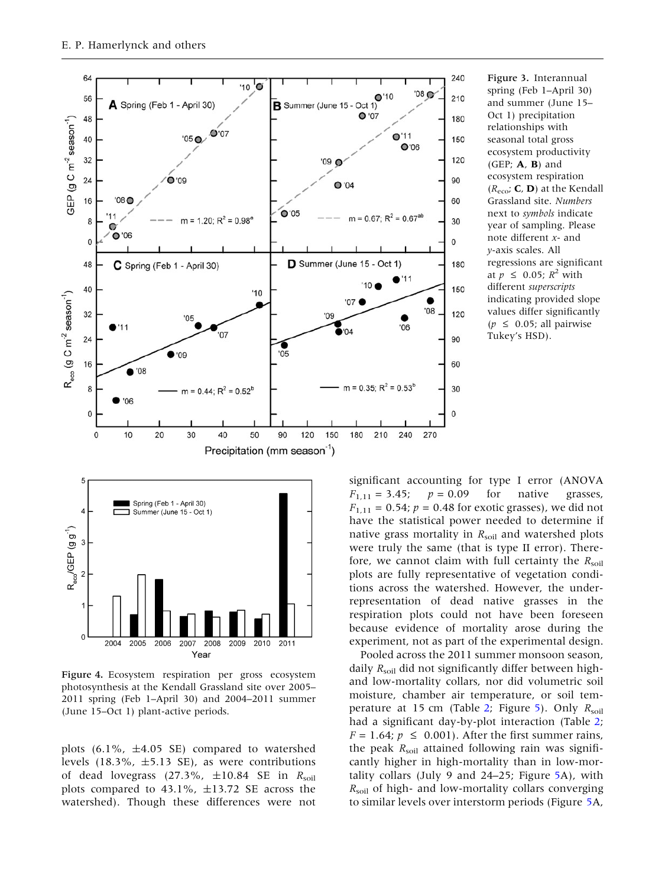Figure 3. Interannual spring (Feb 1–April 30) and summer (June 15–Oct 1) precipitation relationships with seasonal total gross ecosystem productivity (GEP; **A**, **B**) and ecosystem respiration ($R_{eco}$; **C**, **D**) at the Kendall Grassland site. *Numbers* next to *symbols* indicate year of sampling. Please note different *x*- and *y*-axis scales. All regressions are significant at $p \leq 0.05$; $R^2$ with different *superscripts* indicating provided slope values differ significantly ($p \leq 0.05$; all pairwise Tukey's HSD).

Figure 4. Ecosystem respiration per gross ecosystem photosynthesis at the Kendall Grassland site over 2005–2011 spring (Feb 1–April 30) and 2004–2011 summer (June 15–Oct 1) plant-active periods.

plots (6.1%, ±4.05 SE) compared to watershed levels (18.3%, ±5.13 SE), as were contributions of dead lovegrass (27.3%, ±10.84 SE in $R_{soil}$ plots compared to 43.1%, ±13.72 SE across the watershed). Though these differences were not significant accounting for type I error (ANOVA $F_{1,11} = 3.45$; $p = 0.09$ for native grasses, $F_{1,11} = 0.54$; $p = 0.48$ for exotic grasses), we did not have the statistical power needed to determine if native grass mortality in $R_{soil}$ and watershed plots were truly the same (that is type II error). Therefore, we cannot claim with full certainty the $R_{soil}$ plots are fully representative of vegetation conditions across the watershed. However, the under-representation of dead native grasses in the respiration plots could not have been foreseen because evidence of mortality arose during the experiment, not as part of the experimental design.

Pooled across the 2011 summer monsoon season, daily $R_{soil}$ did not significantly differ between high- and low-mortality collars, nor did volumetric soil moisture, chamber air temperature, or soil temperature at 15 cm (Table 2; Figure 5). Only $R_{soil}$ had a significant day-by-plot interaction (Table 2; $F = 1.64$; $p \leq 0.001$). After the first summer rains, the peak $R_{soil}$ attained following rain was significantly higher in high-mortality than in low-mortality collars (July 9 and 24–25; Figure 5A), with $R_{soil}$ of high- and low-mortality collars converging to similar levels over interstorm periods (Figure 5A,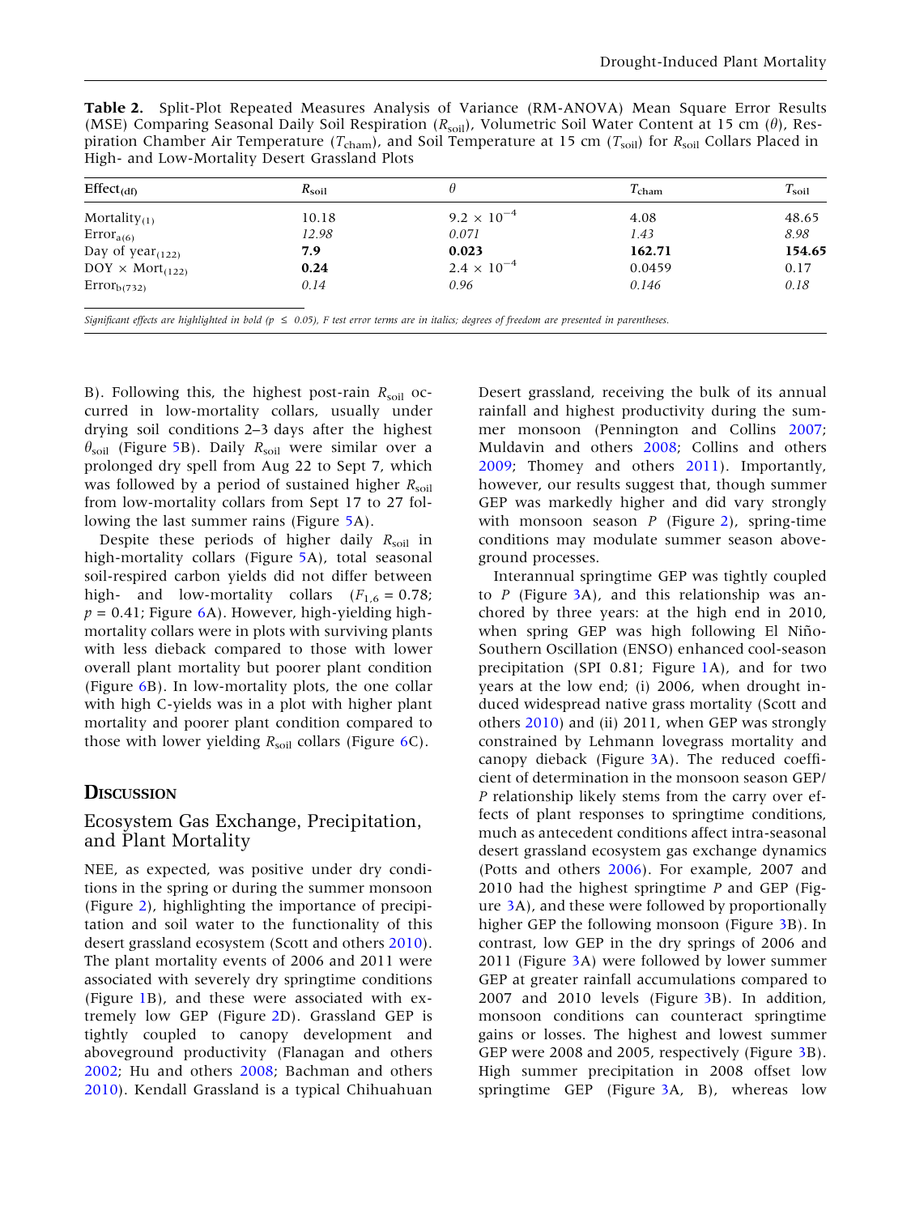**Table 2.** Split-Plot Repeated Measures Analysis of Variance (RM-ANOVA) Mean Square Error Results (MSE) Comparing Seasonal Daily Soil Respiration ($R_{soil}$), Volumetric Soil Water Content at 15 cm ($\theta$), Respiration Chamber Air Temperature ($T_{cham}$), and Soil Temperature at 15 cm ($T_{soil}$) for $R_{soil}$ Collars Placed in High- and Low-Mortality Desert Grassland Plots

| Effect$_{(df)}$ | $R_{soil}$ | $\theta$ | $T_{cham}$ | $T_{soil}$ |
|---|---|---|---|---|
| Mortality$_{(1)}$ | 10.18 | $9.2 \times 10^{-4}$ | 4.08 | 48.65 |
| Error$_{a(6)}$ | *12.98* | *0.071* | *1.43* | *8.98* |
| Day of year$_{(122)}$ | **7.9** | **0.023** | **162.71** | **154.65** |
| DOY × Mort$_{(122)}$ | **0.24** | $2.4 \times 10^{-4}$ | 0.0459 | 0.17 |
| Error$_{b(732)}$ | *0.14* | *0.96* | *0.146* | *0.18* |

*Significant effects are highlighted in bold ($p \leq 0.05$), F test error terms are in italics; degrees of freedom are presented in parentheses.*

B). Following this, the highest post-rain $R_{soil}$ occurred in low-mortality collars, usually under drying soil conditions 2–3 days after the highest $\theta_{soil}$ (Figure 5B). Daily $R_{soil}$ were similar over a prolonged dry spell from Aug 22 to Sept 7, which was followed by a period of sustained higher $R_{soil}$ from low-mortality collars from Sept 17 to 27 following the last summer rains (Figure 5A).

Despite these periods of higher daily $R_{soil}$ in high-mortality collars (Figure 5A), total seasonal soil-respired carbon yields did not differ between high- and low-mortality collars ($F_{1,6} = 0.78$; $p = 0.41$; Figure 6A). However, high-yielding high-mortality collars were in plots with surviving plants with less dieback compared to those with lower overall plant mortality but poorer plant condition (Figure 6B). In low-mortality plots, the one collar with high C-yields was in a plot with higher plant mortality and poorer plant condition compared to those with lower yielding $R_{soil}$ collars (Figure 6C).

## Discussion

### Ecosystem Gas Exchange, Precipitation, and Plant Mortality

NEE, as expected, was positive under dry conditions in the spring or during the summer monsoon (Figure 2), highlighting the importance of precipitation and soil water to the functionality of this desert grassland ecosystem (Scott and others 2010). The plant mortality events of 2006 and 2011 were associated with severely dry springtime conditions (Figure 1B), and these were associated with extremely low GEP (Figure 2D). Grassland GEP is tightly coupled to canopy development and aboveground productivity (Flanagan and others 2002; Hu and others 2008; Bachman and others 2010). Kendall Grassland is a typical Chihuahuan Desert grassland, receiving the bulk of its annual rainfall and highest productivity during the summer monsoon (Pennington and Collins 2007; Muldavin and others 2008; Collins and others 2009; Thomey and others 2011). Importantly, however, our results suggest that, though summer GEP was markedly higher and did vary strongly with monsoon season $P$ (Figure 2), spring-time conditions may modulate summer season aboveground processes.

Interannual springtime GEP was tightly coupled to $P$ (Figure 3A), and this relationship was anchored by three years: at the high end in 2010, when spring GEP was high following El Niño-Southern Oscillation (ENSO) enhanced cool-season precipitation (SPI 0.81; Figure 1A), and for two years at the low end; (i) 2006, when drought induced widespread native grass mortality (Scott and others 2010) and (ii) 2011, when GEP was strongly constrained by Lehmann lovegrass mortality and canopy dieback (Figure 3A). The reduced coefficient of determination in the monsoon season GEP/$P$ relationship likely stems from the carry over effects of plant responses to springtime conditions, much as antecedent conditions affect intra-seasonal desert grassland ecosystem gas exchange dynamics (Potts and others 2006). For example, 2007 and 2010 had the highest springtime $P$ and GEP (Figure 3A), and these were followed by proportionally higher GEP the following monsoon (Figure 3B). In contrast, low GEP in the dry springs of 2006 and 2011 (Figure 3A) were followed by lower summer GEP at greater rainfall accumulations compared to 2007 and 2010 levels (Figure 3B). In addition, monsoon conditions can counteract springtime gains or losses. The highest and lowest summer GEP were 2008 and 2005, respectively (Figure 3B). High summer precipitation in 2008 offset low springtime GEP (Figure 3A, B), whereas low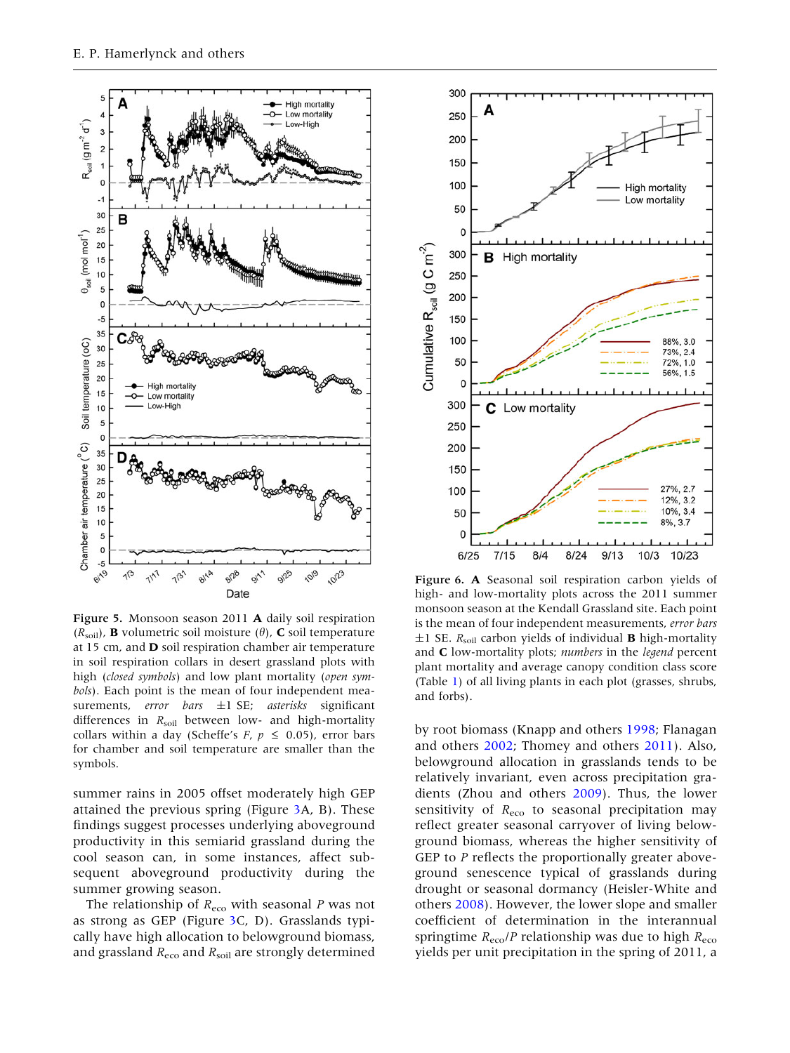**Figure 5.** Monsoon season 2011 **A** daily soil respiration ($R_{soil}$), **B** volumetric soil moisture ($\theta$), **C** soil temperature at 15 cm, and **D** soil respiration chamber air temperature in soil respiration collars in desert grassland plots with high (*closed symbols*) and low plant mortality (*open symbols*). Each point is the mean of four independent measurements, *error bars* ±1 SE; *asterisks* significant differences in $R_{soil}$ between low- and high-mortality collars within a day (Scheffe's $F$, $p \leq 0.05$), error bars for chamber and soil temperature are smaller than the symbols.

**Figure 6. A** Seasonal soil respiration carbon yields of high- and low-mortality plots across the 2011 summer monsoon season at the Kendall Grassland site. Each point is the mean of four independent measurements, *error bars* ±1 SE. $R_{soil}$ carbon yields of individual **B** high-mortality and **C** low-mortality plots; *numbers* in the *legend* percent plant mortality and average canopy condition class score (Table 1) of all living plants in each plot (grasses, shrubs, and forbs).

summer rains in 2005 offset moderately high GEP attained the previous spring (Figure 3A, B). These findings suggest processes underlying aboveground productivity in this semiarid grassland during the cool season can, in some instances, affect subsequent aboveground productivity during the summer growing season.

The relationship of $R_{eco}$ with seasonal $P$ was not as strong as GEP (Figure 3C, D). Grasslands typically have high allocation to belowground biomass, and grassland $R_{eco}$ and $R_{soil}$ are strongly determined by root biomass (Knapp and others 1998; Flanagan and others 2002; Thomey and others 2011). Also, belowground allocation in grasslands tends to be relatively invariant, even across precipitation gradients (Zhou and others 2009). Thus, the lower sensitivity of $R_{eco}$ to seasonal precipitation may reflect greater seasonal carryover of living belowground biomass, whereas the higher sensitivity of GEP to $P$ reflects the proportionally greater aboveground senescence typical of grasslands during drought or seasonal dormancy (Heisler-White and others 2008). However, the lower slope and smaller coefficient of determination in the interannual springtime $R_{eco}/P$ relationship was due to high $R_{eco}$ yields per unit precipitation in the spring of 2011, a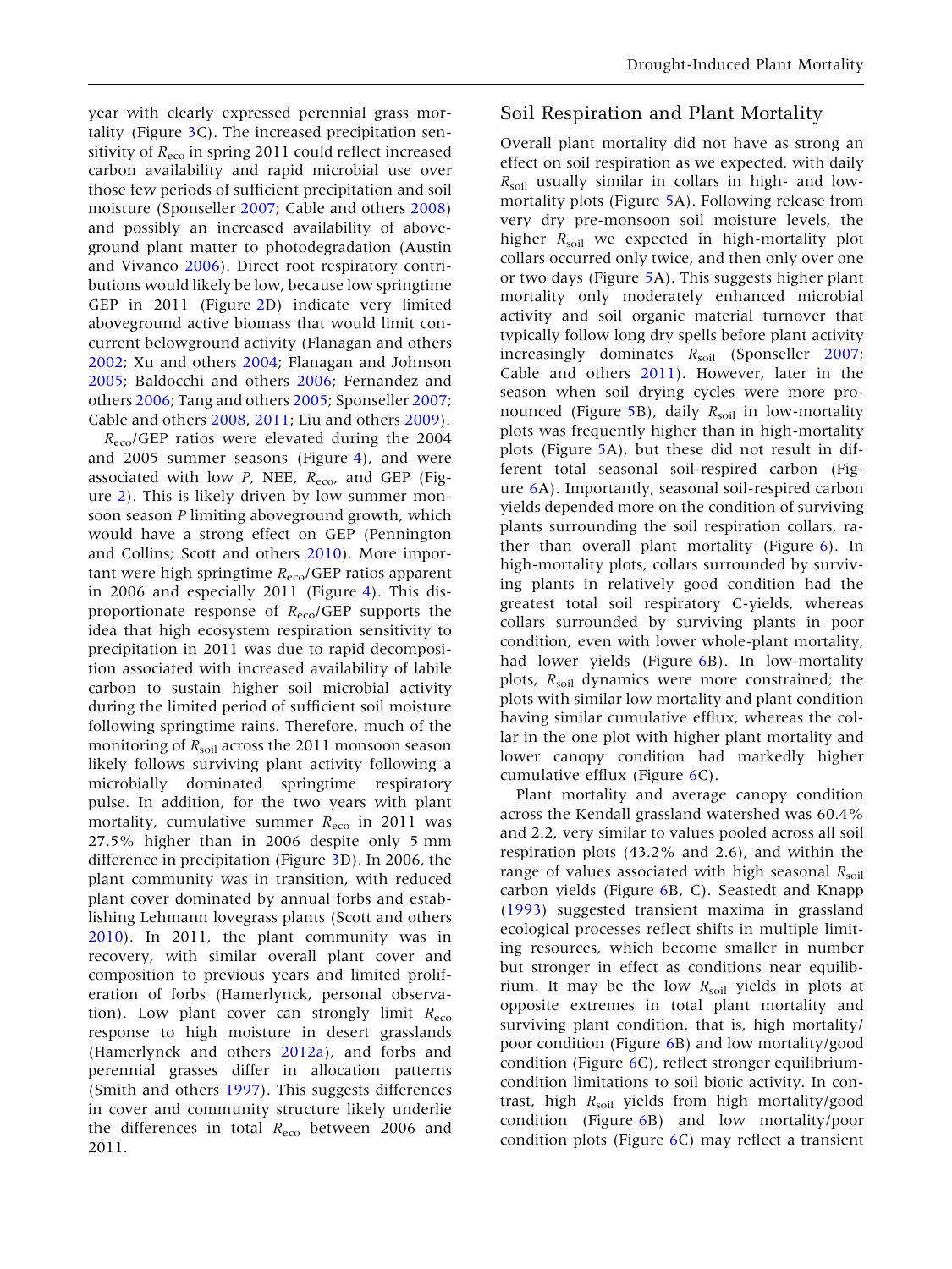year with clearly expressed perennial grass mortality (Figure 3C). The increased precipitation sensitivity of $R_{eco}$ in spring 2011 could reflect increased carbon availability and rapid microbial use over those few periods of sufficient precipitation and soil moisture (Sponseller 2007; Cable and others 2008) and possibly an increased availability of aboveground plant matter to photodegradation (Austin and Vivanco 2006). Direct root respiratory contributions would likely be low, because low springtime GEP in 2011 (Figure 2D) indicate very limited aboveground active biomass that would limit concurrent belowground activity (Flanagan and others 2002; Xu and others 2004; Flanagan and Johnson 2005; Baldocchi and others 2006; Fernandez and others 2006; Tang and others 2005; Sponseller 2007; Cable and others 2008, 2011; Liu and others 2009).

$R_{eco}$/GEP ratios were elevated during the 2004 and 2005 summer seasons (Figure 4), and were associated with low $P$, NEE, $R_{eco}$, and GEP (Figure 2). This is likely driven by low summer monsoon season $P$ limiting aboveground growth, which would have a strong effect on GEP (Pennington and Collins; Scott and others 2010). More important were high springtime $R_{eco}$/GEP ratios apparent in 2006 and especially 2011 (Figure 4). This disproportionate response of $R_{eco}$/GEP supports the idea that high ecosystem respiration sensitivity to precipitation in 2011 was due to rapid decomposition associated with increased availability of labile carbon to sustain higher soil microbial activity during the limited period of sufficient soil moisture following springtime rains. Therefore, much of the monitoring of $R_{soil}$ across the 2011 monsoon season likely follows surviving plant activity following a microbially dominated springtime respiratory pulse. In addition, for the two years with plant mortality, cumulative summer $R_{eco}$ in 2011 was 27.5% higher than in 2006 despite only 5 mm difference in precipitation (Figure 3D). In 2006, the plant community was in transition, with reduced plant cover dominated by annual forbs and establishing Lehmann lovegrass plants (Scott and others 2010). In 2011, the plant community was in recovery, with similar overall plant cover and composition to previous years and limited proliferation of forbs (Hamerlynck, personal observation). Low plant cover can strongly limit $R_{eco}$ response to high moisture in desert grasslands (Hamerlynck and others 2012a), and forbs and perennial grasses differ in allocation patterns (Smith and others 1997). This suggests differences in cover and community structure likely underlie the differences in total $R_{eco}$ between 2006 and 2011.

## Soil Respiration and Plant Mortality

Overall plant mortality did not have as strong an effect on soil respiration as we expected, with daily $R_{soil}$ usually similar in collars in high- and low-mortality plots (Figure 5A). Following release from very dry pre-monsoon soil moisture levels, the higher $R_{soil}$ we expected in high-mortality plot collars occurred only twice, and then only over one or two days (Figure 5A). This suggests higher plant mortality only moderately enhanced microbial activity and soil organic material turnover that typically follow long dry spells before plant activity increasingly dominates $R_{soil}$ (Sponseller 2007; Cable and others 2011). However, later in the season when soil drying cycles were more pronounced (Figure 5B), daily $R_{soil}$ in low-mortality plots was frequently higher than in high-mortality plots (Figure 5A), but these did not result in different total seasonal soil-respired carbon (Figure 6A). Importantly, seasonal soil-respired carbon yields depended more on the condition of surviving plants surrounding the soil respiration collars, rather than overall plant mortality (Figure 6). In high-mortality plots, collars surrounded by surviving plants in relatively good condition had the greatest total soil respiratory C-yields, whereas collars surrounded by surviving plants in poor condition, even with lower whole-plant mortality, had lower yields (Figure 6B). In low-mortality plots, $R_{soil}$ dynamics were more constrained; the plots with similar low mortality and plant condition having similar cumulative efflux, whereas the collar in the one plot with higher plant mortality and lower canopy condition had markedly higher cumulative efflux (Figure 6C).

Plant mortality and average canopy condition across the Kendall grassland watershed was 60.4% and 2.2, very similar to values pooled across all soil respiration plots (43.2% and 2.6), and within the range of values associated with high seasonal $R_{soil}$ carbon yields (Figure 6B, C). Seastedt and Knapp (1993) suggested transient maxima in grassland ecological processes reflect shifts in multiple limiting resources, which become smaller in number but stronger in effect as conditions near equilibrium. It may be the low $R_{soil}$ yields in plots at opposite extremes in total plant mortality and surviving plant condition, that is, high mortality/poor condition (Figure 6B) and low mortality/good condition (Figure 6C), reflect stronger equilibrium-condition limitations to soil biotic activity. In contrast, high $R_{soil}$ yields from high mortality/good condition (Figure 6B) and low mortality/poor condition plots (Figure 6C) may reflect a transient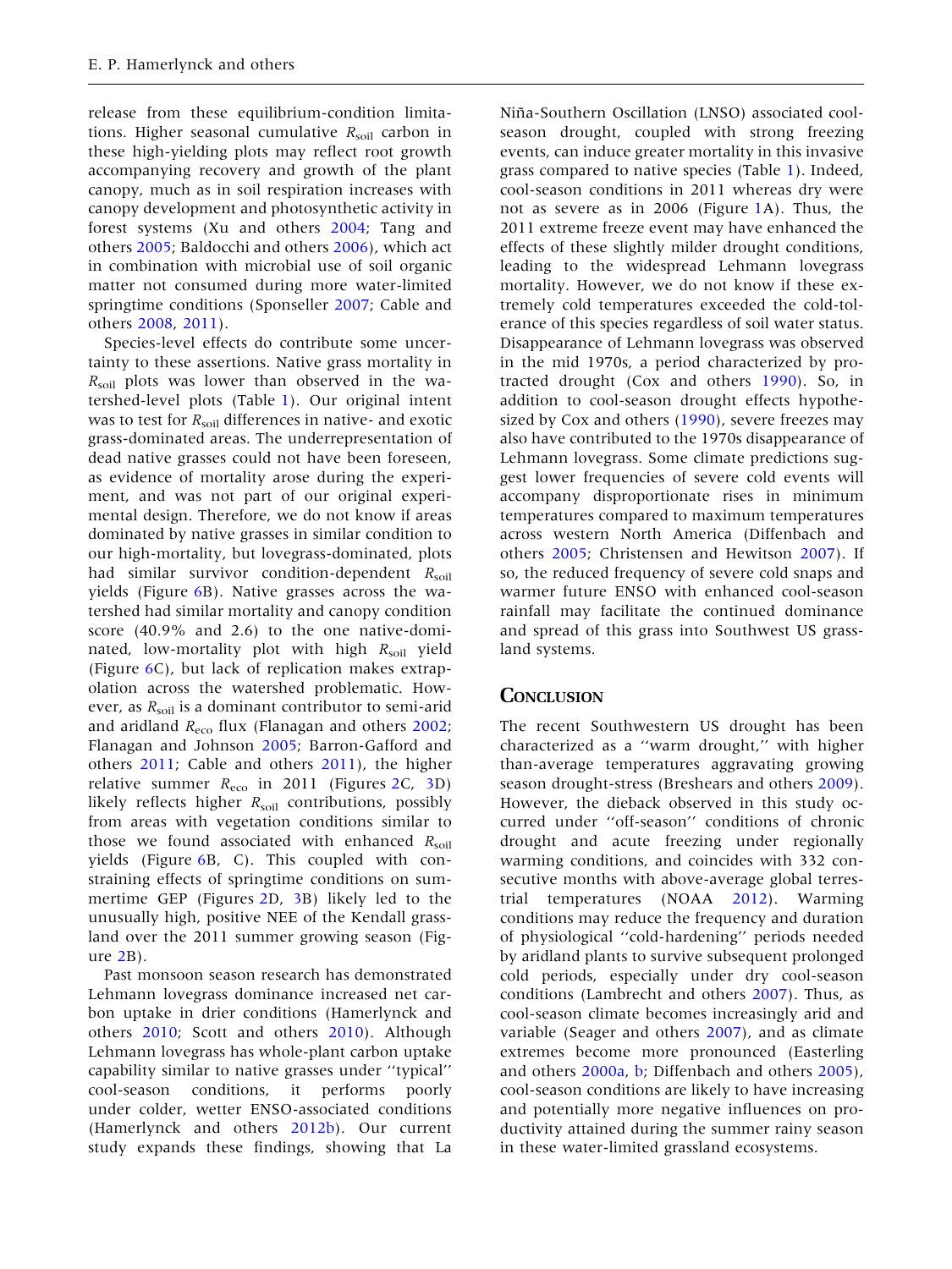release from these equilibrium-condition limitations. Higher seasonal cumulative $R_{soil}$ carbon in these high-yielding plots may reflect root growth accompanying recovery and growth of the plant canopy, much as in soil respiration increases with canopy development and photosynthetic activity in forest systems (Xu and others 2004; Tang and others 2005; Baldocchi and others 2006), which act in combination with microbial use of soil organic matter not consumed during more water-limited springtime conditions (Sponseller 2007; Cable and others 2008, 2011).

Species-level effects do contribute some uncertainty to these assertions. Native grass mortality in $R_{soil}$ plots was lower than observed in the watershed-level plots (Table 1). Our original intent was to test for $R_{soil}$ differences in native- and exotic grass-dominated areas. The underrepresentation of dead native grasses could not have been foreseen, as evidence of mortality arose during the experiment, and was not part of our original experimental design. Therefore, we do not know if areas dominated by native grasses in similar condition to our high-mortality, but lovegrass-dominated, plots had similar survivor condition-dependent $R_{soil}$ yields (Figure 6B). Native grasses across the watershed had similar mortality and canopy condition score (40.9% and 2.6) to the one native-dominated, low-mortality plot with high $R_{soil}$ yield (Figure 6C), but lack of replication makes extrapolation across the watershed problematic. However, as $R_{soil}$ is a dominant contributor to semi-arid and aridland $R_{eco}$ flux (Flanagan and others 2002; Flanagan and Johnson 2005; Barron-Gafford and others 2011; Cable and others 2011), the higher relative summer $R_{eco}$ in 2011 (Figures 2C, 3D) likely reflects higher $R_{soil}$ contributions, possibly from areas with vegetation conditions similar to those we found associated with enhanced $R_{soil}$ yields (Figure 6B, C). This coupled with constraining effects of springtime conditions on summertime GEP (Figures 2D, 3B) likely led to the unusually high, positive NEE of the Kendall grassland over the 2011 summer growing season (Figure 2B).

Past monsoon season research has demonstrated Lehmann lovegrass dominance increased net carbon uptake in drier conditions (Hamerlynck and others 2010; Scott and others 2010). Although Lehmann lovegrass has whole-plant carbon uptake capability similar to native grasses under ''typical'' cool-season conditions, it performs poorly under colder, wetter ENSO-associated conditions (Hamerlynck and others 2012b). Our current study expands these findings, showing that La Niña-Southern Oscillation (LNSO) associated cool-season drought, coupled with strong freezing events, can induce greater mortality in this invasive grass compared to native species (Table 1). Indeed, cool-season conditions in 2011 whereas dry were not as severe as in 2006 (Figure 1A). Thus, the 2011 extreme freeze event may have enhanced the effects of these slightly milder drought conditions, leading to the widespread Lehmann lovegrass mortality. However, we do not know if these extremely cold temperatures exceeded the cold-tolerance of this species regardless of soil water status. Disappearance of Lehmann lovegrass was observed in the mid 1970s, a period characterized by protracted drought (Cox and others 1990). So, in addition to cool-season drought effects hypothesized by Cox and others (1990), severe freezes may also have contributed to the 1970s disappearance of Lehmann lovegrass. Some climate predictions suggest lower frequencies of severe cold events will accompany disproportionate rises in minimum temperatures compared to maximum temperatures across western North America (Diffenbach and others 2005; Christensen and Hewitson 2007). If so, the reduced frequency of severe cold snaps and warmer future ENSO with enhanced cool-season rainfall may facilitate the continued dominance and spread of this grass into Southwest US grassland systems.

## Conclusion

The recent Southwestern US drought has been characterized as a ''warm drought,'' with higher than-average temperatures aggravating growing season drought-stress (Breshears and others 2009). However, the dieback observed in this study occurred under ''off-season'' conditions of chronic drought and acute freezing under regionally warming conditions, and coincides with 332 consecutive months with above-average global terrestrial temperatures (NOAA 2012). Warming conditions may reduce the frequency and duration of physiological ''cold-hardening'' periods needed by aridland plants to survive subsequent prolonged cold periods, especially under dry cool-season conditions (Lambrecht and others 2007). Thus, as cool-season climate becomes increasingly arid and variable (Seager and others 2007), and as climate extremes become more pronounced (Easterling and others 2000a, b; Diffenbach and others 2005), cool-season conditions are likely to have increasing and potentially more negative influences on productivity attained during the summer rainy season in these water-limited grassland ecosystems.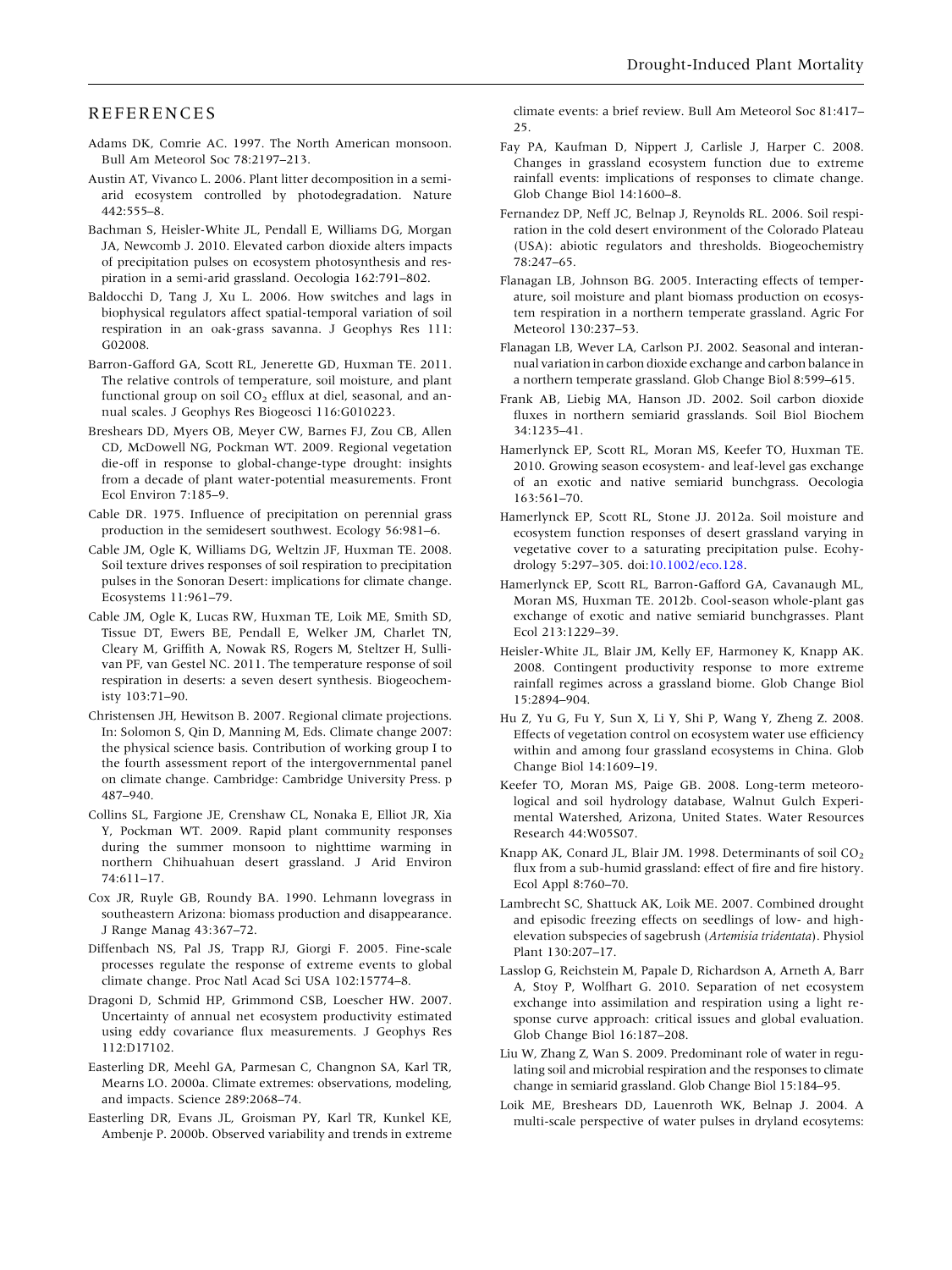## REFERENCES

Adams DK, Comrie AC. 1997. The North American monsoon. Bull Am Meteorol Soc 78:2197–213.

Austin AT, Vivanco L. 2006. Plant litter decomposition in a semi-arid ecosystem controlled by photodegradation. Nature 442:555–8.

Bachman S, Heisler-White JL, Pendall E, Williams DG, Morgan JA, Newcomb J. 2010. Elevated carbon dioxide alters impacts of precipitation pulses on ecosystem photosynthesis and respiration in a semi-arid grassland. Oecologia 162:791–802.

Baldocchi D, Tang J, Xu L. 2006. How switches and lags in biophysical regulators affect spatial-temporal variation of soil respiration in an oak-grass savanna. J Geophys Res 111: G02008.

Barron-Gafford GA, Scott RL, Jenerette GD, Huxman TE. 2011. The relative controls of temperature, soil moisture, and plant functional group on soil $CO_2$ efflux at diel, seasonal, and annual scales. J Geophys Res Biogeosci 116:G010223.

Breshears DD, Myers OB, Meyer CW, Barnes FJ, Zou CB, Allen CD, McDowell NG, Pockman WT. 2009. Regional vegetation die-off in response to global-change-type drought: insights from a decade of plant water-potential measurements. Front Ecol Environ 7:185–9.

Cable DR. 1975. Influence of precipitation on perennial grass production in the semidesert southwest. Ecology 56:981–6.

Cable JM, Ogle K, Williams DG, Weltzin JF, Huxman TE. 2008. Soil texture drives responses of soil respiration to precipitation pulses in the Sonoran Desert: implications for climate change. Ecosystems 11:961–79.

Cable JM, Ogle K, Lucas RW, Huxman TE, Loik ME, Smith SD, Tissue DT, Ewers BE, Pendall E, Welker JM, Charlet TN, Cleary M, Griffith A, Nowak RS, Rogers M, Steltzer H, Sullivan PF, van Gestel NC. 2011. The temperature response of soil respiration in deserts: a seven desert synthesis. Biogeochemisty 103:71–90.

Christensen JH, Hewitson B. 2007. Regional climate projections. In: Solomon S, Qin D, Manning M, Eds. Climate change 2007: the physical science basis. Contribution of working group I to the fourth assessment report of the intergovernmental panel on climate change. Cambridge: Cambridge University Press. p 487–940.

Collins SL, Fargione JE, Crenshaw CL, Nonaka E, Elliot JR, Xia Y, Pockman WT. 2009. Rapid plant community responses during the summer monsoon to nighttime warming in northern Chihuahuan desert grassland. J Arid Environ 74:611–17.

Cox JR, Ruyle GB, Roundy BA. 1990. Lehmann lovegrass in southeastern Arizona: biomass production and disappearance. J Range Manag 43:367–72.

Diffenbach NS, Pal JS, Trapp RJ, Giorgi F. 2005. Fine-scale processes regulate the response of extreme events to global climate change. Proc Natl Acad Sci USA 102:15774–8.

Dragoni D, Schmid HP, Grimmond CSB, Loescher HW. 2007. Uncertainty of annual net ecosystem productivity estimated using eddy covariance flux measurements. J Geophys Res 112:D17102.

Easterling DR, Meehl GA, Parmesan C, Changnon SA, Karl TR, Mearns LO. 2000a. Climate extremes: observations, modeling, and impacts. Science 289:2068–74.

Easterling DR, Evans JL, Groisman PY, Karl TR, Kunkel KE, Ambenje P. 2000b. Observed variability and trends in extreme climate events: a brief review. Bull Am Meteorol Soc 81:417–25.

Fay PA, Kaufman D, Nippert J, Carlisle J, Harper C. 2008. Changes in grassland ecosystem function due to extreme rainfall events: implications of responses to climate change. Glob Change Biol 14:1600–8.

Fernandez DP, Neff JC, Belnap J, Reynolds RL. 2006. Soil respiration in the cold desert environment of the Colorado Plateau (USA): abiotic regulators and thresholds. Biogeochemistry 78:247–65.

Flanagan LB, Johnson BG. 2005. Interacting effects of temperature, soil moisture and plant biomass production on ecosystem respiration in a northern temperate grassland. Agric For Meteorol 130:237–53.

Flanagan LB, Wever LA, Carlson PJ. 2002. Seasonal and interannual variation in carbon dioxide exchange and carbon balance in a northern temperate grassland. Glob Change Biol 8:599–615.

Frank AB, Liebig MA, Hanson JD. 2002. Soil carbon dioxide fluxes in northern semiarid grasslands. Soil Biol Biochem 34:1235–41.

Hamerlynck EP, Scott RL, Moran MS, Keefer TO, Huxman TE. 2010. Growing season ecosystem- and leaf-level gas exchange of an exotic and native semiarid bunchgrass. Oecologia 163:561–70.

Hamerlynck EP, Scott RL, Stone JJ. 2012a. Soil moisture and ecosystem function responses of desert grassland varying in vegetative cover to a saturating precipitation pulse. Ecohydrology 5:297–305. doi:10.1002/eco.128.

Hamerlynck EP, Scott RL, Barron-Gafford GA, Cavanaugh ML, Moran MS, Huxman TE. 2012b. Cool-season whole-plant gas exchange of exotic and native semiarid bunchgrasses. Plant Ecol 213:1229–39.

Heisler-White JL, Blair JM, Kelly EF, Harmoney K, Knapp AK. 2008. Contingent productivity response to more extreme rainfall regimes across a grassland biome. Glob Change Biol 15:2894–904.

Hu Z, Yu G, Fu Y, Sun X, Li Y, Shi P, Wang Y, Zheng Z. 2008. Effects of vegetation control on ecosystem water use efficiency within and among four grassland ecosystems in China. Glob Change Biol 14:1609–19.

Keefer TO, Moran MS, Paige GB. 2008. Long-term meteorological and soil hydrology database, Walnut Gulch Experimental Watershed, Arizona, United States. Water Resources Research 44:W05S07.

Knapp AK, Conard JL, Blair JM. 1998. Determinants of soil $CO_2$ flux from a sub-humid grassland: effect of fire and fire history. Ecol Appl 8:760–70.

Lambrecht SC, Shattuck AK, Loik ME. 2007. Combined drought and episodic freezing effects on seedlings of low- and high-elevation subspecies of sagebrush (*Artemisia tridentata*). Physiol Plant 130:207–17.

Lasslop G, Reichstein M, Papale D, Richardson A, Arneth A, Barr A, Stoy P, Wolfhart G. 2010. Separation of net ecosystem exchange into assimilation and respiration using a light response curve approach: critical issues and global evaluation. Glob Change Biol 16:187–208.

Liu W, Zhang Z, Wan S. 2009. Predominant role of water in regulating soil and microbial respiration and the responses to climate change in semiarid grassland. Glob Change Biol 15:184–95.

Loik ME, Breshears DD, Lauenroth WK, Belnap J. 2004. A multi-scale perspective of water pulses in dryland ecosytems: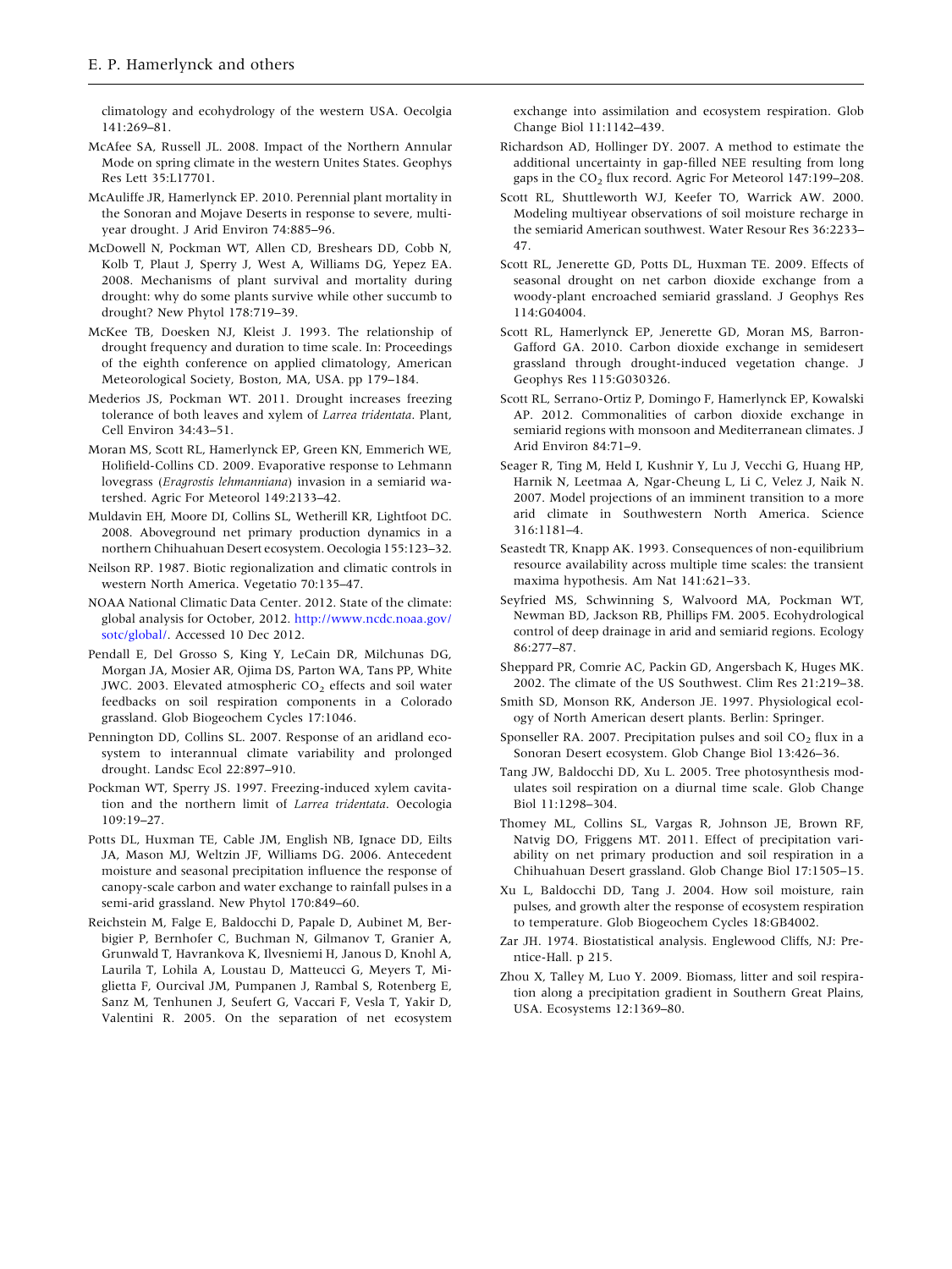climatology and ecohydrology of the western USA. Oecolgia 141:269–81.

McAfee SA, Russell JL. 2008. Impact of the Northern Annular Mode on spring climate in the western Unites States. Geophys Res Lett 35:L17701.

McAuliffe JR, Hamerlynck EP. 2010. Perennial plant mortality in the Sonoran and Mojave Deserts in response to severe, multi-year drought. J Arid Environ 74:885–96.

McDowell N, Pockman WT, Allen CD, Breshears DD, Cobb N, Kolb T, Plaut J, Sperry J, West A, Williams DG, Yepez EA. 2008. Mechanisms of plant survival and mortality during drought: why do some plants survive while other succumb to drought? New Phytol 178:719–39.

McKee TB, Doesken NJ, Kleist J. 1993. The relationship of drought frequency and duration to time scale. In: Proceedings of the eighth conference on applied climatology, American Meteorological Society, Boston, MA, USA. pp 179–184.

Mederios JS, Pockman WT. 2011. Drought increases freezing tolerance of both leaves and xylem of *Larrea tridentata*. Plant, Cell Environ 34:43–51.

Moran MS, Scott RL, Hamerlynck EP, Green KN, Emmerich WE, Holifield-Collins CD. 2009. Evaporative response to Lehmann lovegrass (*Eragrostis lehmanniana*) invasion in a semiarid watershed. Agric For Meteorol 149:2133–42.

Muldavin EH, Moore DI, Collins SL, Wetherill KR, Lightfoot DC. 2008. Aboveground net primary production dynamics in a northern Chihuahuan Desert ecosystem. Oecologia 155:123–32.

Neilson RP. 1987. Biotic regionalization and climatic controls in western North America. Vegetatio 70:135–47.

NOAA National Climatic Data Center. 2012. State of the climate: global analysis for October, 2012. http://www.ncdc.noaa.gov/sotc/global/. Accessed 10 Dec 2012.

Pendall E, Del Grosso S, King Y, LeCain DR, Milchunas DG, Morgan JA, Mosier AR, Ojima DS, Parton WA, Tans PP, White JWC. 2003. Elevated atmospheric $CO_2$ effects and soil water feedbacks on soil respiration components in a Colorado grassland. Glob Biogeochem Cycles 17:1046.

Pennington DD, Collins SL. 2007. Response of an aridland ecosystem to interannual climate variability and prolonged drought. Landsc Ecol 22:897–910.

Pockman WT, Sperry JS. 1997. Freezing-induced xylem cavitation and the northern limit of *Larrea tridentata*. Oecologia 109:19–27.

Potts DL, Huxman TE, Cable JM, English NB, Ignace DD, Eilts JA, Mason MJ, Weltzin JF, Williams DG. 2006. Antecedent moisture and seasonal precipitation influence the response of canopy-scale carbon and water exchange to rainfall pulses in a semi-arid grassland. New Phytol 170:849–60.

Reichstein M, Falge E, Baldocchi D, Papale D, Aubinet M, Berbigier P, Bernhofer C, Buchman N, Gilmanov T, Granier A, Grunwald T, Havrankova K, Ilvesniemi H, Janous D, Knohl A, Laurila T, Lohila A, Loustau D, Matteucci G, Meyers T, Miglietta F, Ourcival JM, Pumpanen J, Rambal S, Rotenberg E, Sanz M, Tenhunen J, Seufert G, Vaccari F, Vesla T, Yakir D, Valentini R. 2005. On the separation of net ecosystem exchange into assimilation and ecosystem respiration. Glob Change Biol 11:1142–439.

Richardson AD, Hollinger DY. 2007. A method to estimate the additional uncertainty in gap-filled NEE resulting from long gaps in the $CO_2$ flux record. Agric For Meteorol 147:199–208.

Scott RL, Shuttleworth WJ, Keefer TO, Warrick AW. 2000. Modeling multiyear observations of soil moisture recharge in the semiarid American southwest. Water Resour Res 36:2233–47.

Scott RL, Jenerette GD, Potts DL, Huxman TE. 2009. Effects of seasonal drought on net carbon dioxide exchange from a woody-plant encroached semiarid grassland. J Geophys Res 114:G04004.

Scott RL, Hamerlynck EP, Jenerette GD, Moran MS, Barron-Gafford GA. 2010. Carbon dioxide exchange in semidesert grassland through drought-induced vegetation change. J Geophys Res 115:G030326.

Scott RL, Serrano-Ortiz P, Domingo F, Hamerlynck EP, Kowalski AP. 2012. Commonalities of carbon dioxide exchange in semiarid regions with monsoon and Mediterranean climates. J Arid Environ 84:71–9.

Seager R, Ting M, Held I, Kushnir Y, Lu J, Vecchi G, Huang HP, Harnik N, Leetmaa A, Ngar-Cheung L, Li C, Velez J, Naik N. 2007. Model projections of an imminent transition to a more arid climate in Southwestern North America. Science 316:1181–4.

Seastedt TR, Knapp AK. 1993. Consequences of non-equilibrium resource availability across multiple time scales: the transient maxima hypothesis. Am Nat 141:621–33.

Seyfried MS, Schwinning S, Walvoord MA, Pockman WT, Newman BD, Jackson RB, Phillips FM. 2005. Ecohydrological control of deep drainage in arid and semiarid regions. Ecology 86:277–87.

Sheppard PR, Comrie AC, Packin GD, Angersbach K, Huges MK. 2002. The climate of the US Southwest. Clim Res 21:219–38.

Smith SD, Monson RK, Anderson JE. 1997. Physiological ecology of North American desert plants. Berlin: Springer.

Sponseller RA. 2007. Precipitation pulses and soil $CO_2$ flux in a Sonoran Desert ecosystem. Glob Change Biol 13:426–36.

Tang JW, Baldocchi DD, Xu L. 2005. Tree photosynthesis modulates soil respiration on a diurnal time scale. Glob Change Biol 11:1298–304.

Thomey ML, Collins SL, Vargas R, Johnson JE, Brown RF, Natvig DO, Friggens MT. 2011. Effect of precipitation variability on net primary production and soil respiration in a Chihuahuan Desert grassland. Glob Change Biol 17:1505–15.

Xu L, Baldocchi DD, Tang J. 2004. How soil moisture, rain pulses, and growth alter the response of ecosystem respiration to temperature. Glob Biogeochem Cycles 18:GB4002.

Zar JH. 1974. Biostatistical analysis. Englewood Cliffs, NJ: Prentice-Hall. p 215.

Zhou X, Talley M, Luo Y. 2009. Biomass, litter and soil respiration along a precipitation gradient in Southern Great Plains, USA. Ecosystems 12:1369–80.